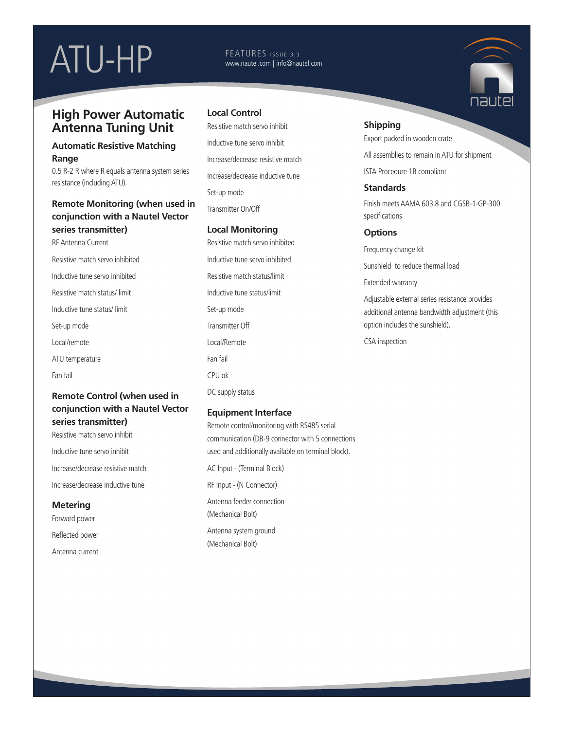# ATU-HP

FEATURES ISSUE 3.3
www.nautel.com | info@nautel.com

## High Power Automatic Antenna Tuning Unit

### Automatic Resistive Matching Range

0.5 R-2 R where R equals antenna system series resistance (including ATU).

### Remote Monitoring (when used in conjunction with a Nautel Vector series transmitter)

RF Antenna Current

Resistive match servo inhibited

Inductive tune servo inhibited

Resistive match status/ limit

Inductive tune status/ limit

Set-up mode

Local/remote

ATU temperature

Fan fail

### Remote Control (when used in conjunction with a Nautel Vector series transmitter)

Resistive match servo inhibit

Inductive tune servo inhibit

Increase/decrease resistive match

Increase/decrease inductive tune

### Metering

Forward power

Reflected power

Antenna current

### Local Control

Resistive match servo inhibit

Inductive tune servo inhibit

Increase/decrease resistive match

Increase/decrease inductive tune

Set-up mode

Transmitter On/Off

### Local Monitoring

Resistive match servo inhibited

Inductive tune servo inhibited

Resistive match status/limit

Inductive tune status/limit

Set-up mode

Transmitter Off

Local/Remote

Fan fail

CPU ok

DC supply status

### Equipment Interface

Remote control/monitoring with RS485 serial communication (DB-9 connector with 5 connections used and additionally available on terminal block).

AC Input - (Terminal Block)

RF Input - (N Connector)

Antenna feeder connection (Mechanical Bolt)

Antenna system ground (Mechanical Bolt)

### Shipping

Export packed in wooden crate

All assemblies to remain in ATU for shipment

ISTA Procedure 1B compliant

### Standards

Finish meets AAMA 603.8 and CGSB-1-GP-300 specifications

### Options

Frequency change kit

Sunshield to reduce thermal load

Extended warranty

Adjustable external series resistance provides additional antenna bandwidth adjustment (this option includes the sunshield).

CSA inspection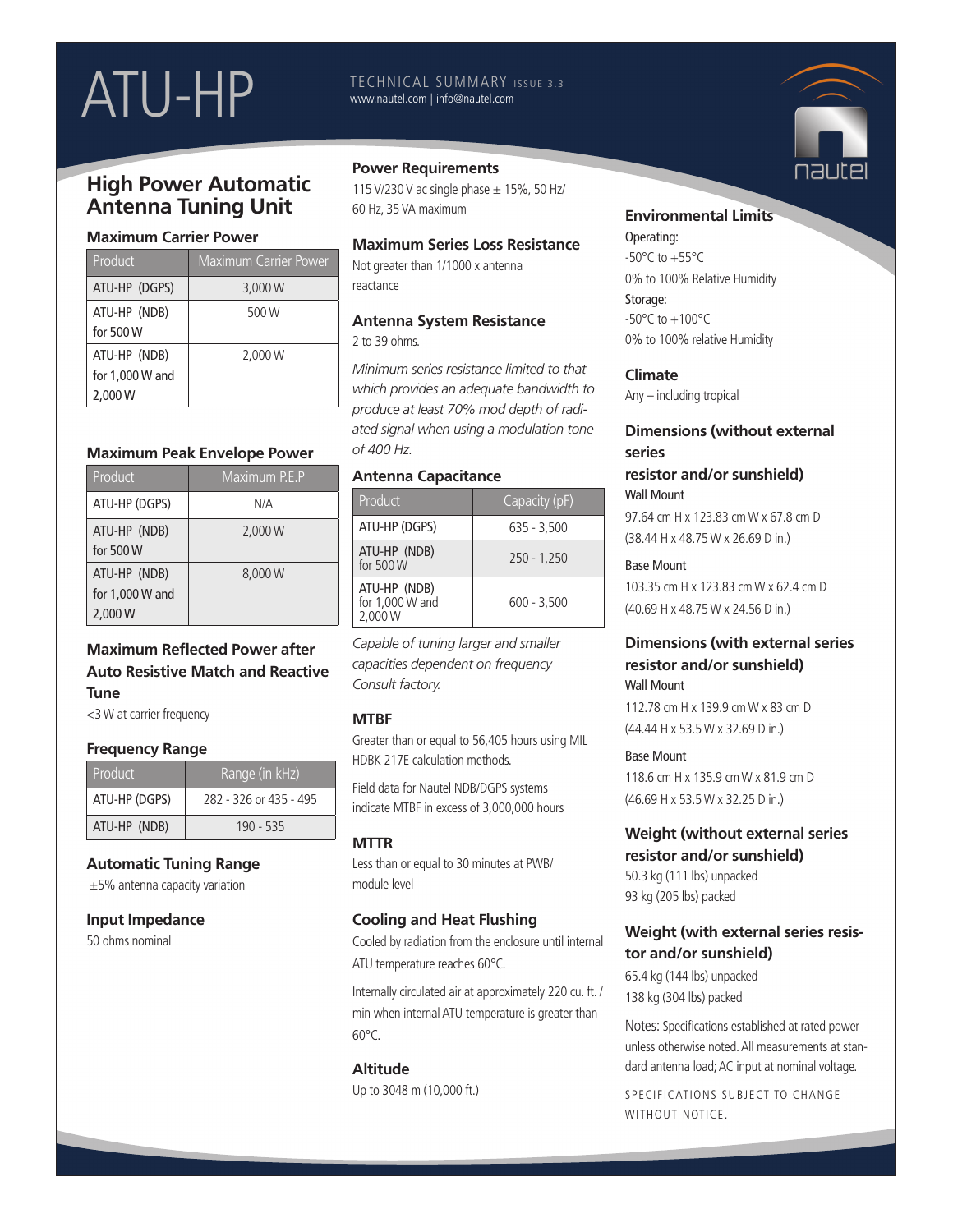# ATU-HP

TECHNICAL SUMMARY ISSUE 3.3
www.nautel.com | info@nautel.com

## High Power Automatic Antenna Tuning Unit

### Maximum Carrier Power

| Product | Maximum Carrier Power |
|---|---|
| ATU-HP (DGPS) | 3,000 W |
| ATU-HP (NDB) for 500 W | 500 W |
| ATU-HP (NDB) for 1,000 W and 2,000 W | 2,000 W |

### Maximum Peak Envelope Power

| Product | Maximum P.E.P |
|---|---|
| ATU-HP (DGPS) | N/A |
| ATU-HP (NDB) for 500 W | 2,000 W |
| ATU-HP (NDB) for 1,000 W and 2,000 W | 8,000 W |

### Maximum Reflected Power after Auto Resistive Match and Reactive Tune

<3 W at carrier frequency

### Frequency Range

| Product | Range (in kHz) |
|---|---|
| ATU-HP (DGPS) | 282 - 326 or 435 - 495 |
| ATU-HP (NDB) | 190 - 535 |

### Automatic Tuning Range

±5% antenna capacity variation

### Input Impedance

50 ohms nominal

### Power Requirements

115 V/230 V ac single phase ± 15%, 50 Hz/ 60 Hz, 35 VA maximum

### Maximum Series Loss Resistance

Not greater than 1/1000 x antenna reactance

### Antenna System Resistance

2 to 39 ohms.

*Minimum series resistance limited to that which provides an adequate bandwidth to produce at least 70% mod depth of radiated signal when using a modulation tone of 400 Hz.*

### Antenna Capacitance

| Product | Capacity (pF) |
|---|---|
| ATU-HP (DGPS) | 635 - 3,500 |
| ATU-HP (NDB) for 500 W | 250 - 1,250 |
| ATU-HP (NDB) for 1,000 W and 2,000 W | 600 - 3,500 |

*Capable of tuning larger and smaller capacities dependent on frequency Consult factory.*

### MTBF

Greater than or equal to 56,405 hours using MIL HDBK 217E calculation methods.

Field data for Nautel NDB/DGPS systems indicate MTBF in excess of 3,000,000 hours

### MTTR

Less than or equal to 30 minutes at PWB/ module level

### Cooling and Heat Flushing

Cooled by radiation from the enclosure until internal ATU temperature reaches 60°C.

Internally circulated air at approximately 220 cu. ft. / min when internal ATU temperature is greater than 60°C.

### Altitude

Up to 3048 m (10,000 ft.)

### Environmental Limits

Operating:
-50°C to +55°C
0% to 100% Relative Humidity

Storage:
-50°C to +100°C
0% to 100% relative Humidity

### Climate

Any – including tropical

### Dimensions (without external series resistor and/or sunshield)

Wall Mount
97.64 cm H x 123.83 cm W x 67.8 cm D
(38.44 H x 48.75 W x 26.69 D in.)

Base Mount
103.35 cm H x 123.83 cm W x 62.4 cm D
(40.69 H x 48.75 W x 24.56 D in.)

### Dimensions (with external series resistor and/or sunshield)

Wall Mount
112.78 cm H x 139.9 cm W x 83 cm D
(44.44 H x 53.5 W x 32.69 D in.)

Base Mount
118.6 cm H x 135.9 cm W x 81.9 cm D
(46.69 H x 53.5 W x 32.25 D in.)

### Weight (without external series resistor and/or sunshield)

50.3 kg (111 lbs) unpacked
93 kg (205 lbs) packed

### Weight (with external series resistor and/or sunshield)

65.4 kg (144 lbs) unpacked
138 kg (304 lbs) packed

Notes: Specifications established at rated power unless otherwise noted. All measurements at standard antenna load; AC input at nominal voltage.

SPECIFICATIONS SUBJECT TO CHANGE WITHOUT NOTICE.